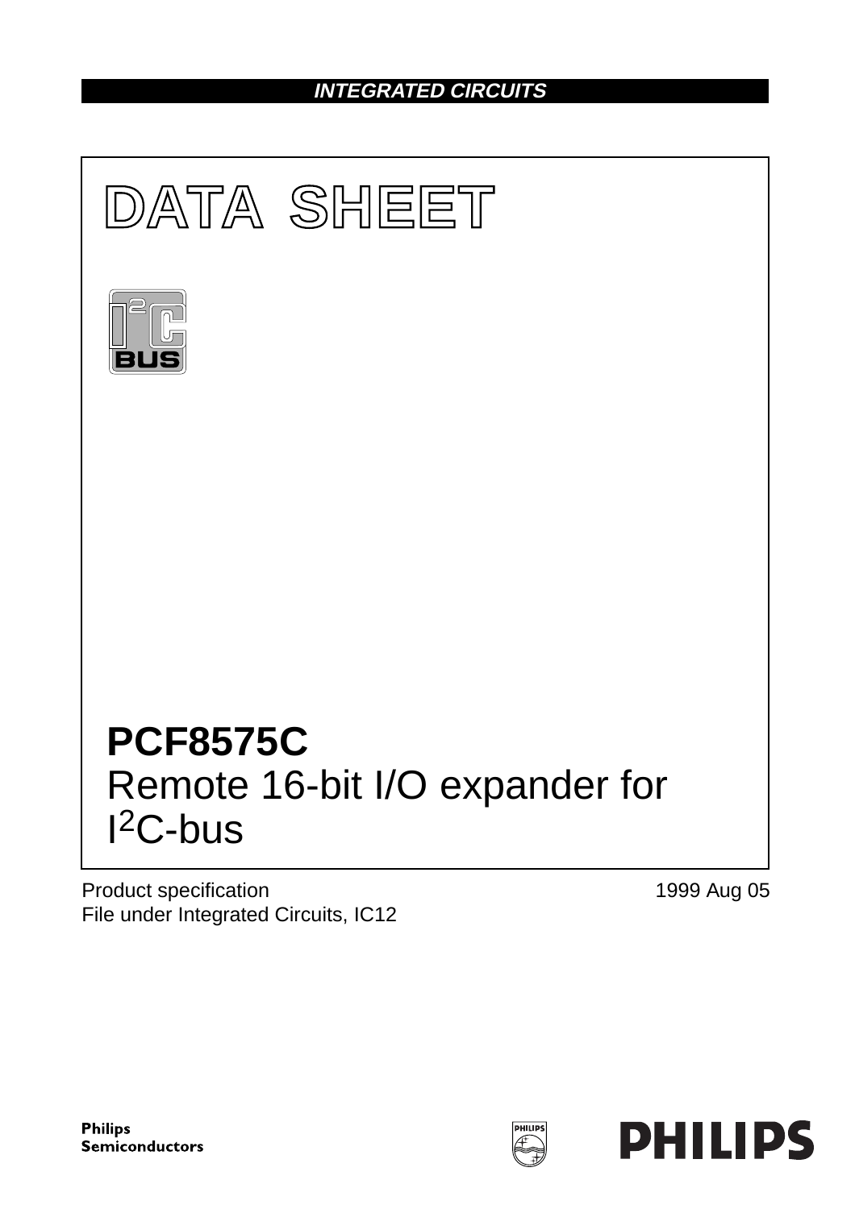**INTEGRATED CIRCUITS**

# DATA SHEET

# PCF8575C
## Remote 16-bit I/O expander for $I^2C$-bus

Product specification
File under Integrated Circuits, IC12

1999 Aug 05

Philips Semiconductors

PHILIPS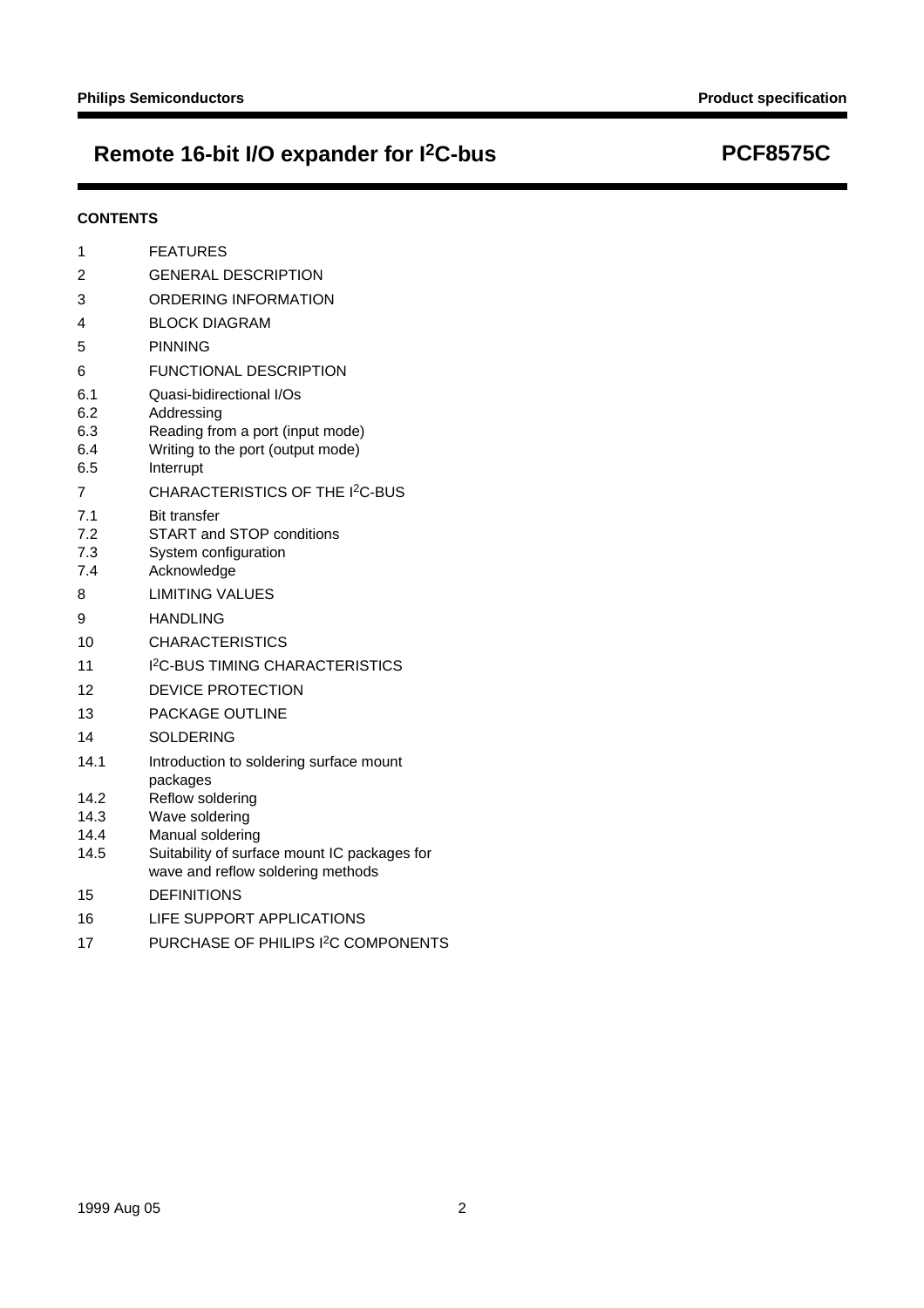**CONTENTS**

1 FEATURES

2 GENERAL DESCRIPTION

3 ORDERING INFORMATION

4 BLOCK DIAGRAM

5 PINNING

6 FUNCTIONAL DESCRIPTION

6.1 Quasi-bidirectional I/Os

6.2 Addressing

6.3 Reading from a port (input mode)

6.4 Writing to the port (output mode)

6.5 Interrupt

7 CHARACTERISTICS OF THE I$^2$C-BUS

7.1 Bit transfer

7.2 START and STOP conditions

7.3 System configuration

7.4 Acknowledge

8 LIMITING VALUES

9 HANDLING

10 CHARACTERISTICS

11 I$^2$C-BUS TIMING CHARACTERISTICS

12 DEVICE PROTECTION

13 PACKAGE OUTLINE

14 SOLDERING

14.1 Introduction to soldering surface mount packages

14.2 Reflow soldering

14.3 Wave soldering

14.4 Manual soldering

14.5 Suitability of surface mount IC packages for wave and reflow soldering methods

15 DEFINITIONS

16 LIFE SUPPORT APPLICATIONS

17 PURCHASE OF PHILIPS I$^2$C COMPONENTS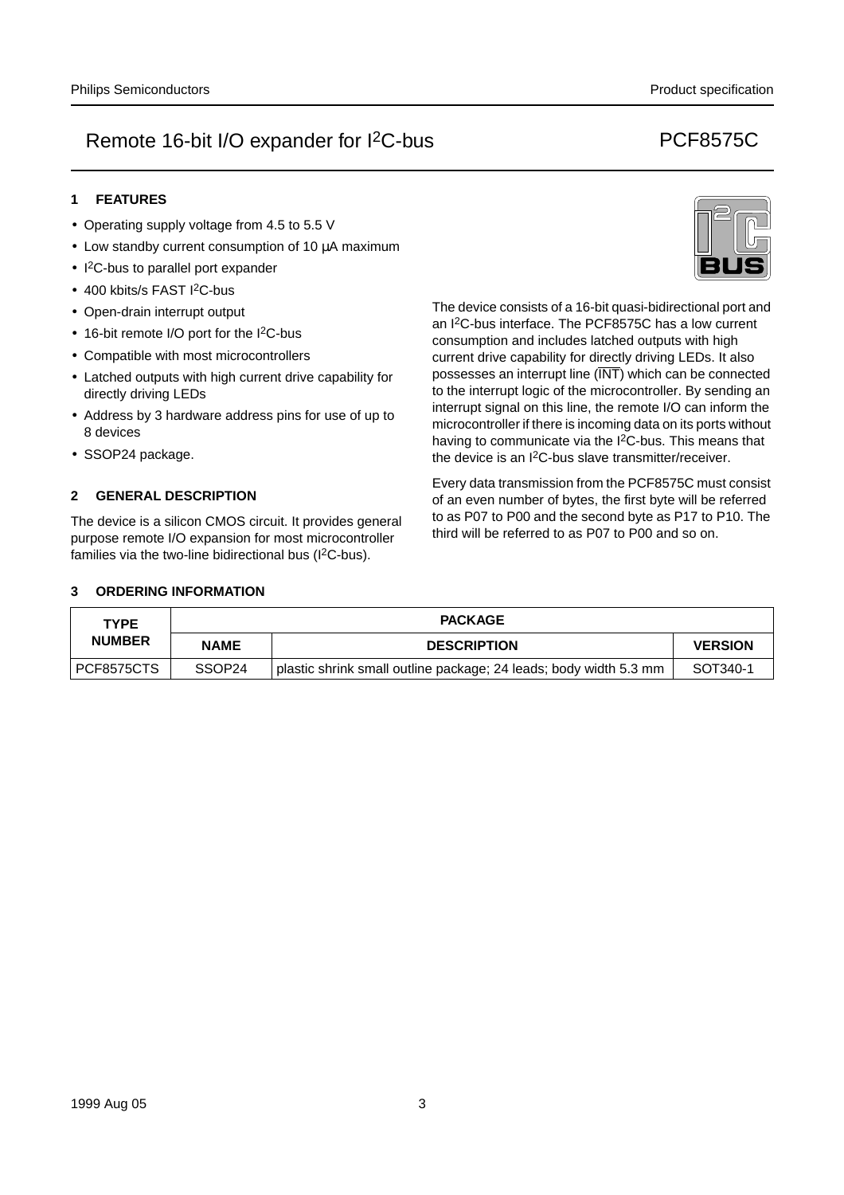# Remote 16-bit I/O expander for $I^2C$-bus — PCF8575C

## 1 FEATURES

- Operating supply voltage from 4.5 to 5.5 V
- Low standby current consumption of 10 μA maximum
- $I^2C$-bus to parallel port expander
- 400 kbits/s FAST $I^2C$-bus
- Open-drain interrupt output
- 16-bit remote I/O port for the $I^2C$-bus
- Compatible with most microcontrollers
- Latched outputs with high current drive capability for directly driving LEDs
- Address by 3 hardware address pins for use of up to 8 devices
- SSOP24 package.

## 2 GENERAL DESCRIPTION

The device is a silicon CMOS circuit. It provides general purpose remote I/O expansion for most microcontroller families via the two-line bidirectional bus ($I^2C$-bus).

The device consists of a 16-bit quasi-bidirectional port and an $I^2C$-bus interface. The PCF8575C has a low current consumption and includes latched outputs with high current drive capability for directly driving LEDs. It also possesses an interrupt line ($\overline{INT}$) which can be connected to the interrupt logic of the microcontroller. By sending an interrupt signal on this line, the remote I/O can inform the microcontroller if there is incoming data on its ports without having to communicate via the $I^2C$-bus. This means that the device is an $I^2C$-bus slave transmitter/receiver.

Every data transmission from the PCF8575C must consist of an even number of bytes, the first byte will be referred to as P07 to P00 and the second byte as P17 to P10. The third will be referred to as P07 to P00 and so on.

## 3 ORDERING INFORMATION

| TYPE NUMBER | PACKAGE | | |
|---|---|---|---|
| | **NAME** | **DESCRIPTION** | **VERSION** |
| PCF8575CTS | SSOP24 | plastic shrink small outline package; 24 leads; body width 5.3 mm | SOT340-1 |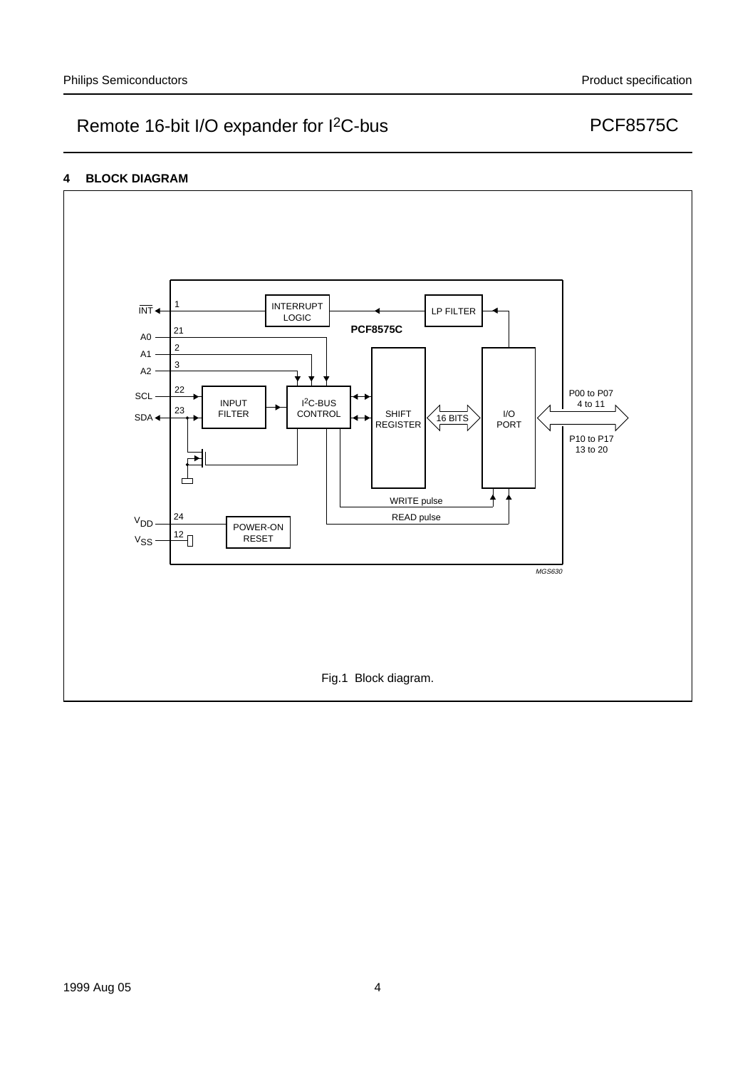## 4 BLOCK DIAGRAM

Fig.1 Block diagram.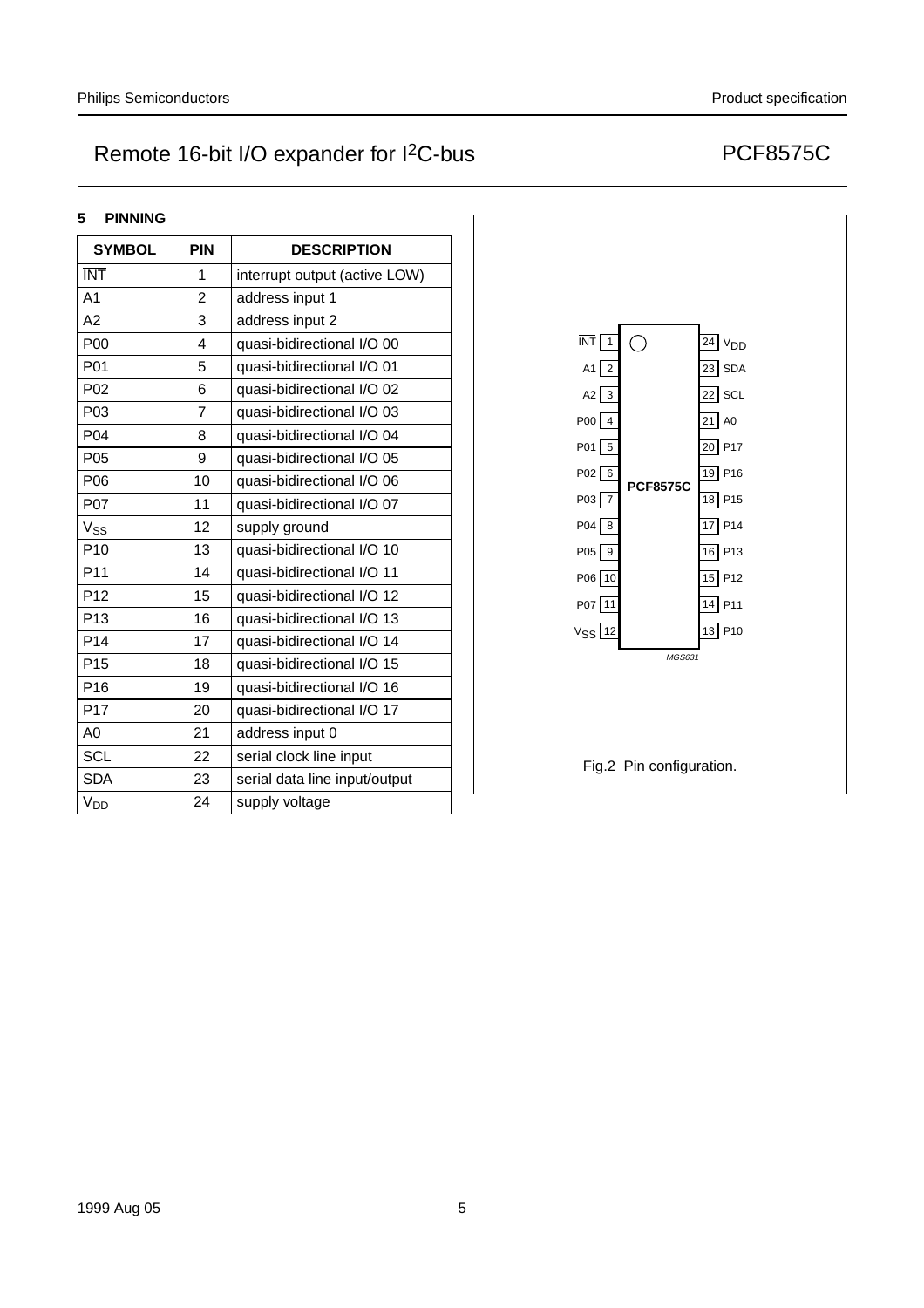## 5 PINNING

| SYMBOL | PIN | DESCRIPTION |
|---|---|---|
| $\overline{INT}$ | 1 | interrupt output (active LOW) |
| A1 | 2 | address input 1 |
| A2 | 3 | address input 2 |
| P00 | 4 | quasi-bidirectional I/O 00 |
| P01 | 5 | quasi-bidirectional I/O 01 |
| P02 | 6 | quasi-bidirectional I/O 02 |
| P03 | 7 | quasi-bidirectional I/O 03 |
| P04 | 8 | quasi-bidirectional I/O 04 |
| P05 | 9 | quasi-bidirectional I/O 05 |
| P06 | 10 | quasi-bidirectional I/O 06 |
| P07 | 11 | quasi-bidirectional I/O 07 |
| $V_{SS}$ | 12 | supply ground |
| P10 | 13 | quasi-bidirectional I/O 10 |
| P11 | 14 | quasi-bidirectional I/O 11 |
| P12 | 15 | quasi-bidirectional I/O 12 |
| P13 | 16 | quasi-bidirectional I/O 13 |
| P14 | 17 | quasi-bidirectional I/O 14 |
| P15 | 18 | quasi-bidirectional I/O 15 |
| P16 | 19 | quasi-bidirectional I/O 16 |
| P17 | 20 | quasi-bidirectional I/O 17 |
| A0 | 21 | address input 0 |
| SCL | 22 | serial clock line input |
| SDA | 23 | serial data line input/output |
| $V_{DD}$ | 24 | supply voltage |

Fig.2 Pin configuration.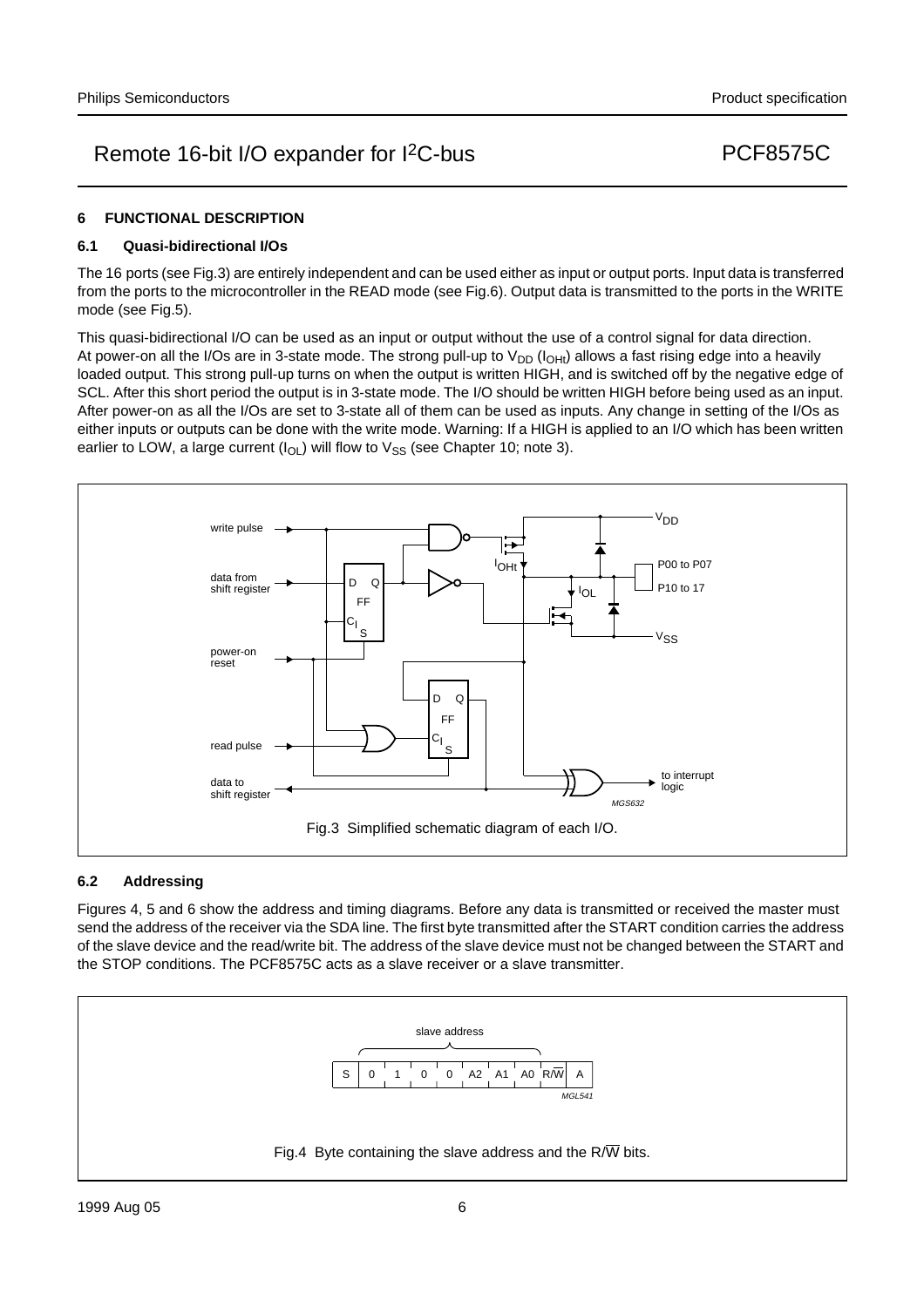## 6 FUNCTIONAL DESCRIPTION

### 6.1 Quasi-bidirectional I/Os

The 16 ports (see Fig.3) are entirely independent and can be used either as input or output ports. Input data is transferred from the ports to the microcontroller in the READ mode (see Fig.6). Output data is transmitted to the ports in the WRITE mode (see Fig.5).

This quasi-bidirectional I/O can be used as an input or output without the use of a control signal for data direction. At power-on all the I/Os are in 3-state mode. The strong pull-up to $V_{DD}$ ($I_{OHt}$) allows a fast rising edge into a heavily loaded output. This strong pull-up turns on when the output is written HIGH, and is switched off by the negative edge of SCL. After this short period the output is in 3-state mode. The I/O should be written HIGH before being used as an input. After power-on as all the I/Os are set to 3-state all of them can be used as inputs. Any change in setting of the I/Os as either inputs or outputs can be done with the write mode. Warning: If a HIGH is applied to an I/O which has been written earlier to LOW, a large current ($I_{OL}$) will flow to $V_{SS}$ (see Chapter 10; note 3).

Fig.3 Simplified schematic diagram of each I/O.

### 6.2 Addressing

Figures 4, 5 and 6 show the address and timing diagrams. Before any data is transmitted or received the master must send the address of the receiver via the SDA line. The first byte transmitted after the START condition carries the address of the slave device and the read/write bit. The address of the slave device must not be changed between the START and the STOP conditions. The PCF8575C acts as a slave receiver or a slave transmitter.

| S | 0 | 1 | 0 | 0 | A2 | A1 | A0 | R/$\overline{W}$ | A |
|---|---|---|---|---|---|---|---|---|---|

Fig.4 Byte containing the slave address and the R/$\overline{W}$ bits.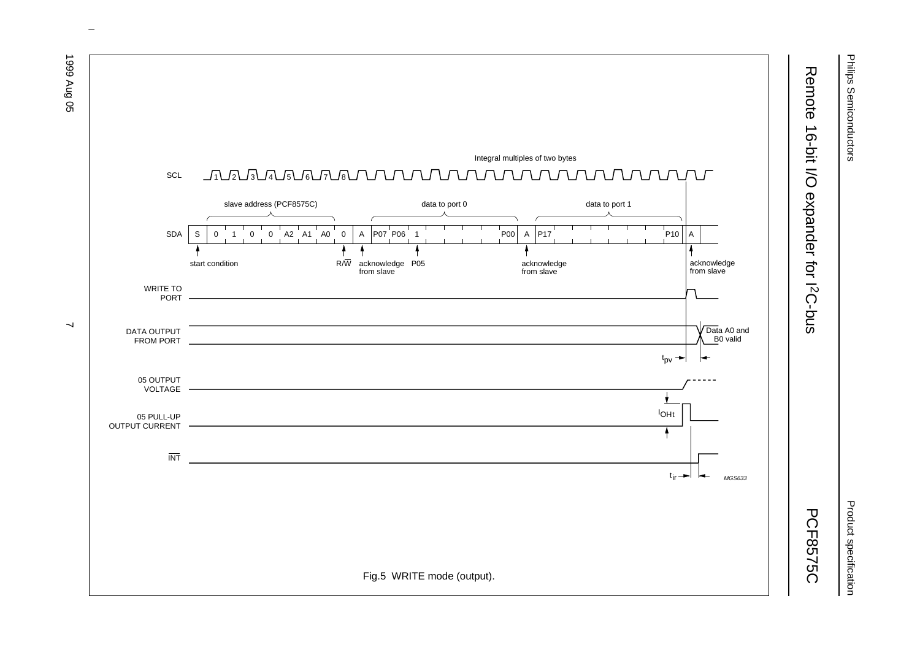Fig.5 WRITE mode (output).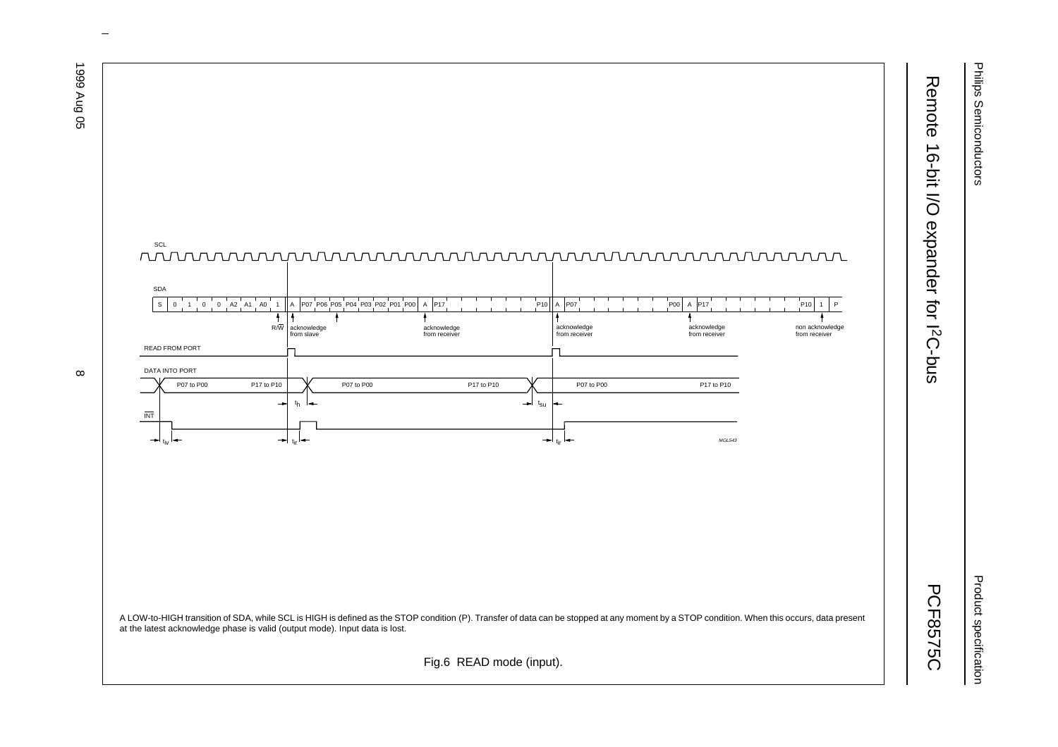A LOW-to-HIGH transition of SDA, while SCL is HIGH is defined as the STOP condition (P). Transfer of data can be stopped at any moment by a STOP condition. When this occurs, data present at the latest acknowledge phase is valid (output mode). Input data is lost.

Fig.6 READ mode (input).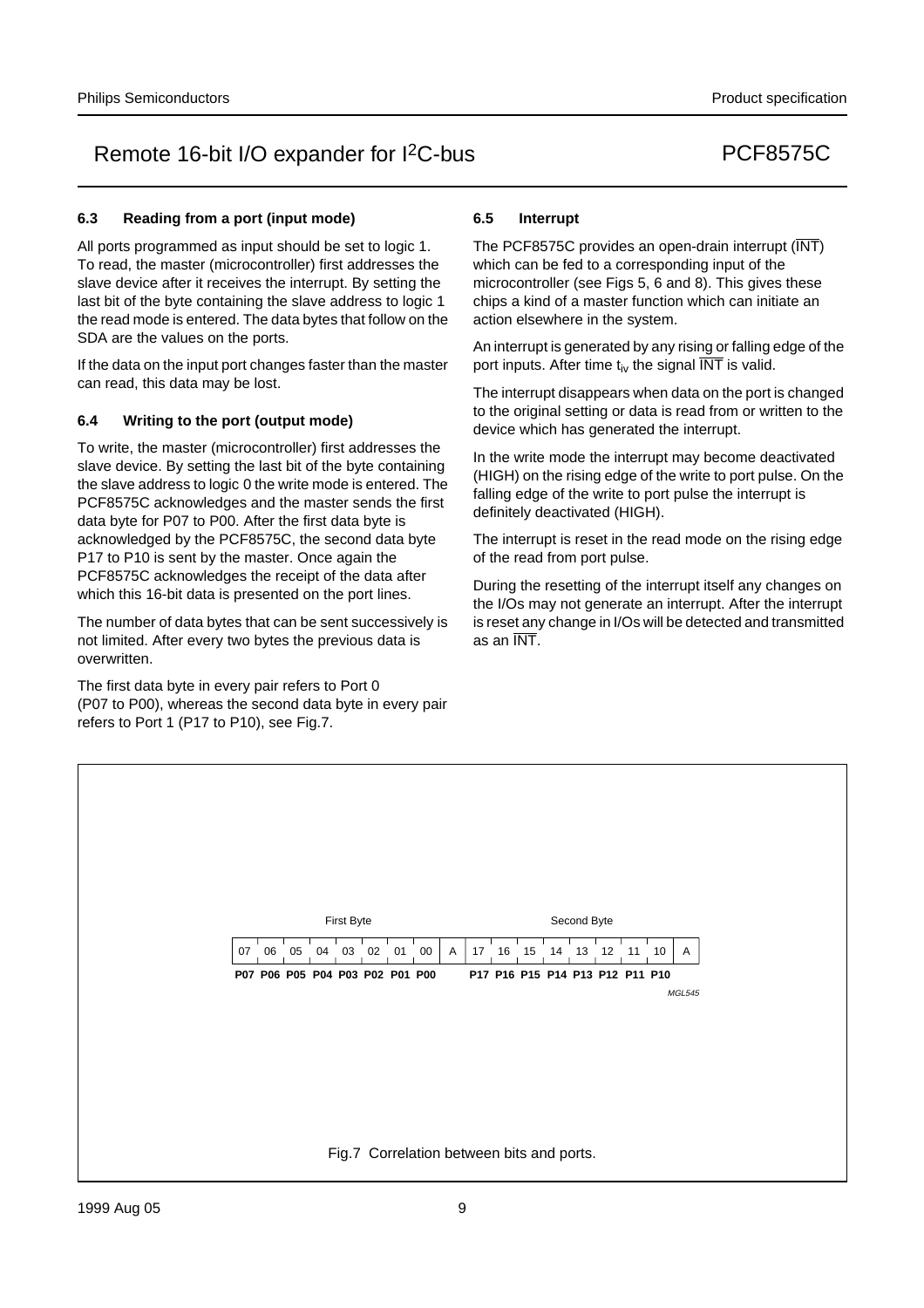### 6.3 Reading from a port (input mode)

All ports programmed as input should be set to logic 1. To read, the master (microcontroller) first addresses the slave device after it receives the interrupt. By setting the last bit of the byte containing the slave address to logic 1 the read mode is entered. The data bytes that follow on the SDA are the values on the ports.

If the data on the input port changes faster than the master can read, this data may be lost.

### 6.4 Writing to the port (output mode)

To write, the master (microcontroller) first addresses the slave device. By setting the last bit of the byte containing the slave address to logic 0 the write mode is entered. The PCF8575C acknowledges and the master sends the first data byte for P07 to P00. After the first data byte is acknowledged by the PCF8575C, the second data byte P17 to P10 is sent by the master. Once again the PCF8575C acknowledges the receipt of the data after which this 16-bit data is presented on the port lines.

The number of data bytes that can be sent successively is not limited. After every two bytes the previous data is overwritten.

The first data byte in every pair refers to Port 0 (P07 to P00), whereas the second data byte in every pair refers to Port 1 (P17 to P10), see Fig.7.

### 6.5 Interrupt

The PCF8575C provides an open-drain interrupt ($\overline{INT}$) which can be fed to a corresponding input of the microcontroller (see Figs 5, 6 and 8). This gives these chips a kind of a master function which can initiate an action elsewhere in the system.

An interrupt is generated by any rising or falling edge of the port inputs. After time $t_{iv}$ the signal $\overline{INT}$ is valid.

The interrupt disappears when data on the port is changed to the original setting or data is read from or written to the device which has generated the interrupt.

In the write mode the interrupt may become deactivated (HIGH) on the rising edge of the write to port pulse. On the falling edge of the write to port pulse the interrupt is definitely deactivated (HIGH).

The interrupt is reset in the read mode on the rising edge of the read from port pulse.

During the resetting of the interrupt itself any changes on the I/Os may not generate an interrupt. After the interrupt is reset any change in I/Os will be detected and transmitted as an $\overline{INT}$.

| First Byte | | | | | | | | | Second Byte | | | | | | | | |
|---|---|---|---|---|---|---|---|---|---|---|---|---|---|---|---|---|---|
| 07 | 06 | 05 | 04 | 03 | 02 | 01 | 00 | A | 17 | 16 | 15 | 14 | 13 | 12 | 11 | 10 | A |
| **P07** | **P06** | **P05** | **P04** | **P03** | **P02** | **P01** | **P00** | | **P17** | **P16** | **P15** | **P14** | **P13** | **P12** | **P11** | **P10** | |

MGL545

Fig.7 Correlation between bits and ports.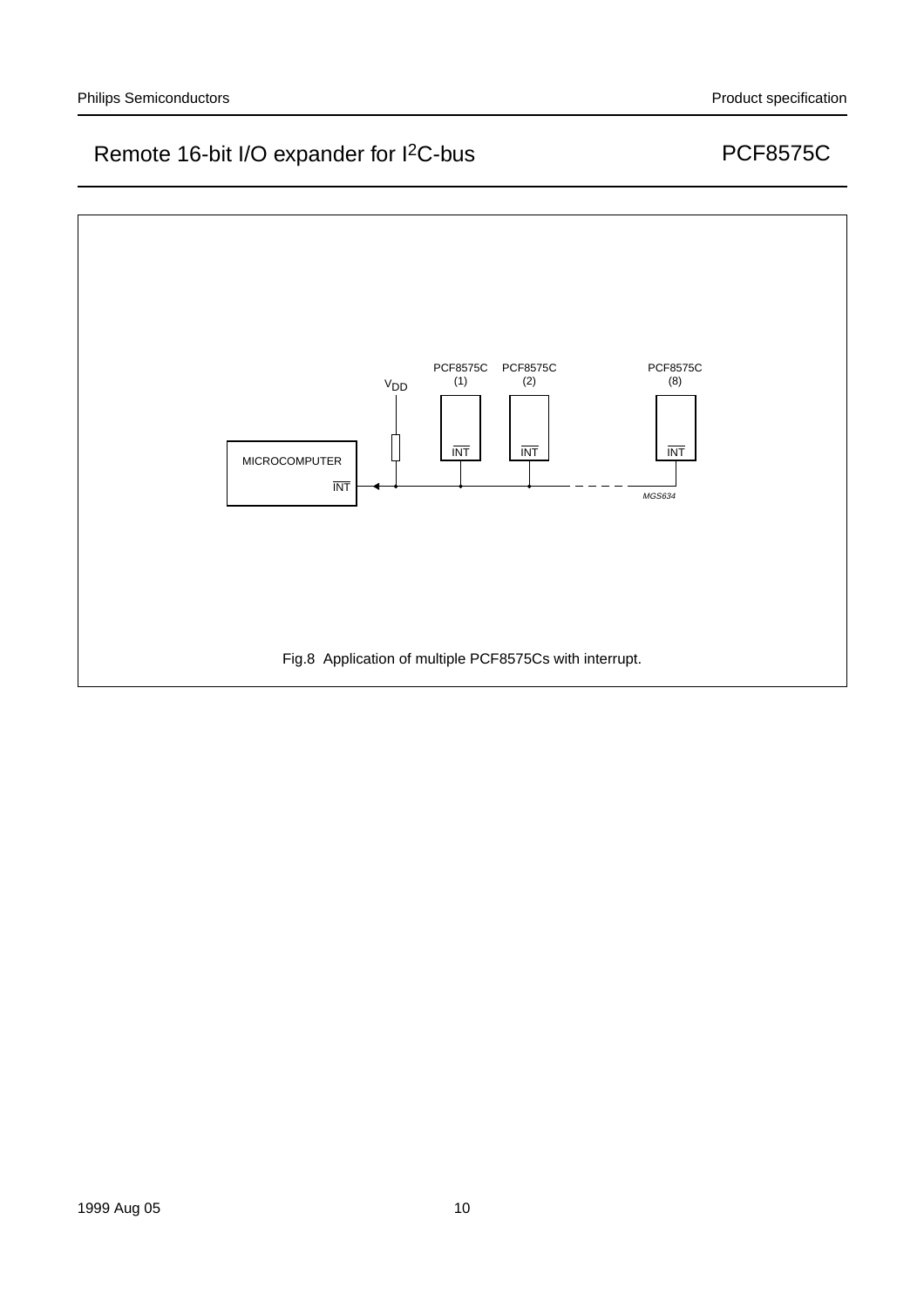Fig.8 Application of multiple PCF8575Cs with interrupt.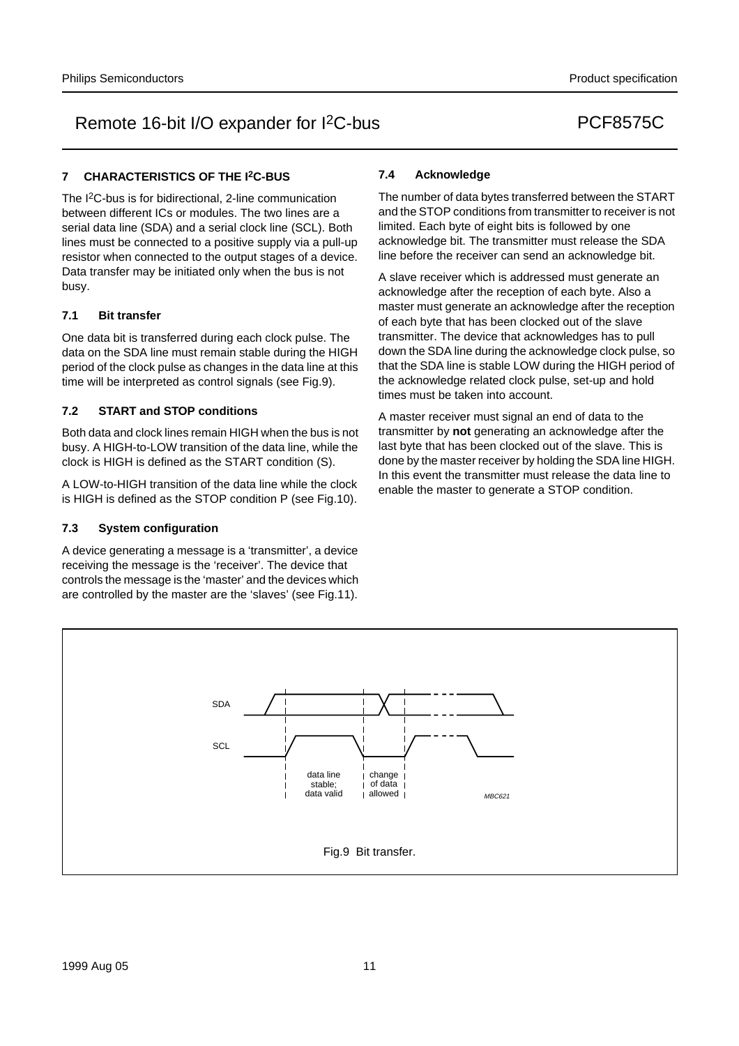## 7 CHARACTERISTICS OF THE I$^2$C-BUS

The I$^2$C-bus is for bidirectional, 2-line communication between different ICs or modules. The two lines are a serial data line (SDA) and a serial clock line (SCL). Both lines must be connected to a positive supply via a pull-up resistor when connected to the output stages of a device. Data transfer may be initiated only when the bus is not busy.

### 7.1 Bit transfer

One data bit is transferred during each clock pulse. The data on the SDA line must remain stable during the HIGH period of the clock pulse as changes in the data line at this time will be interpreted as control signals (see Fig.9).

### 7.2 START and STOP conditions

Both data and clock lines remain HIGH when the bus is not busy. A HIGH-to-LOW transition of the data line, while the clock is HIGH is defined as the START condition (S).

A LOW-to-HIGH transition of the data line while the clock is HIGH is defined as the STOP condition P (see Fig.10).

### 7.3 System configuration

A device generating a message is a 'transmitter', a device receiving the message is the 'receiver'. The device that controls the message is the 'master' and the devices which are controlled by the master are the 'slaves' (see Fig.11).

### 7.4 Acknowledge

The number of data bytes transferred between the START and the STOP conditions from transmitter to receiver is not limited. Each byte of eight bits is followed by one acknowledge bit. The transmitter must release the SDA line before the receiver can send an acknowledge bit.

A slave receiver which is addressed must generate an acknowledge after the reception of each byte. Also a master must generate an acknowledge after the reception of each byte that has been clocked out of the slave transmitter. The device that acknowledges has to pull down the SDA line during the acknowledge clock pulse, so that the SDA line is stable LOW during the HIGH period of the acknowledge related clock pulse, set-up and hold times must be taken into account.

A master receiver must signal an end of data to the transmitter by **not** generating an acknowledge after the last byte that has been clocked out of the slave. This is done by the master receiver by holding the SDA line HIGH. In this event the transmitter must release the data line to enable the master to generate a STOP condition.

SDA

SCL

data line stable; data valid

change of data allowed

MBC621

Fig.9 Bit transfer.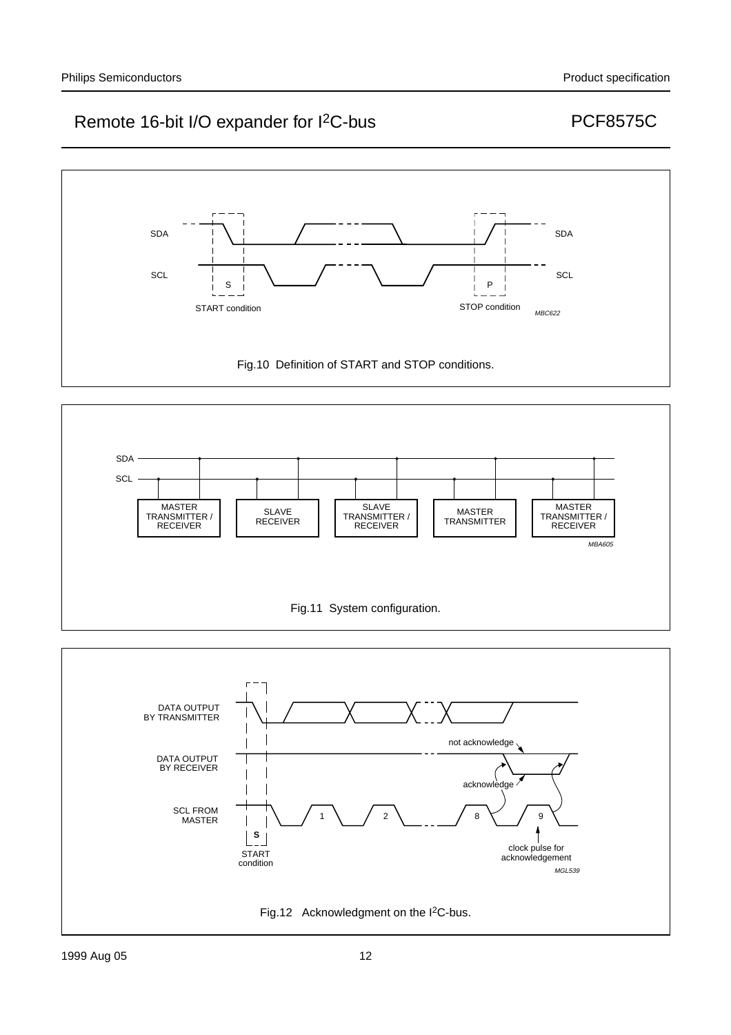Fig.10  Definition of START and STOP conditions.

Fig.11  System configuration.

Fig.12  Acknowledgment on the I²C-bus.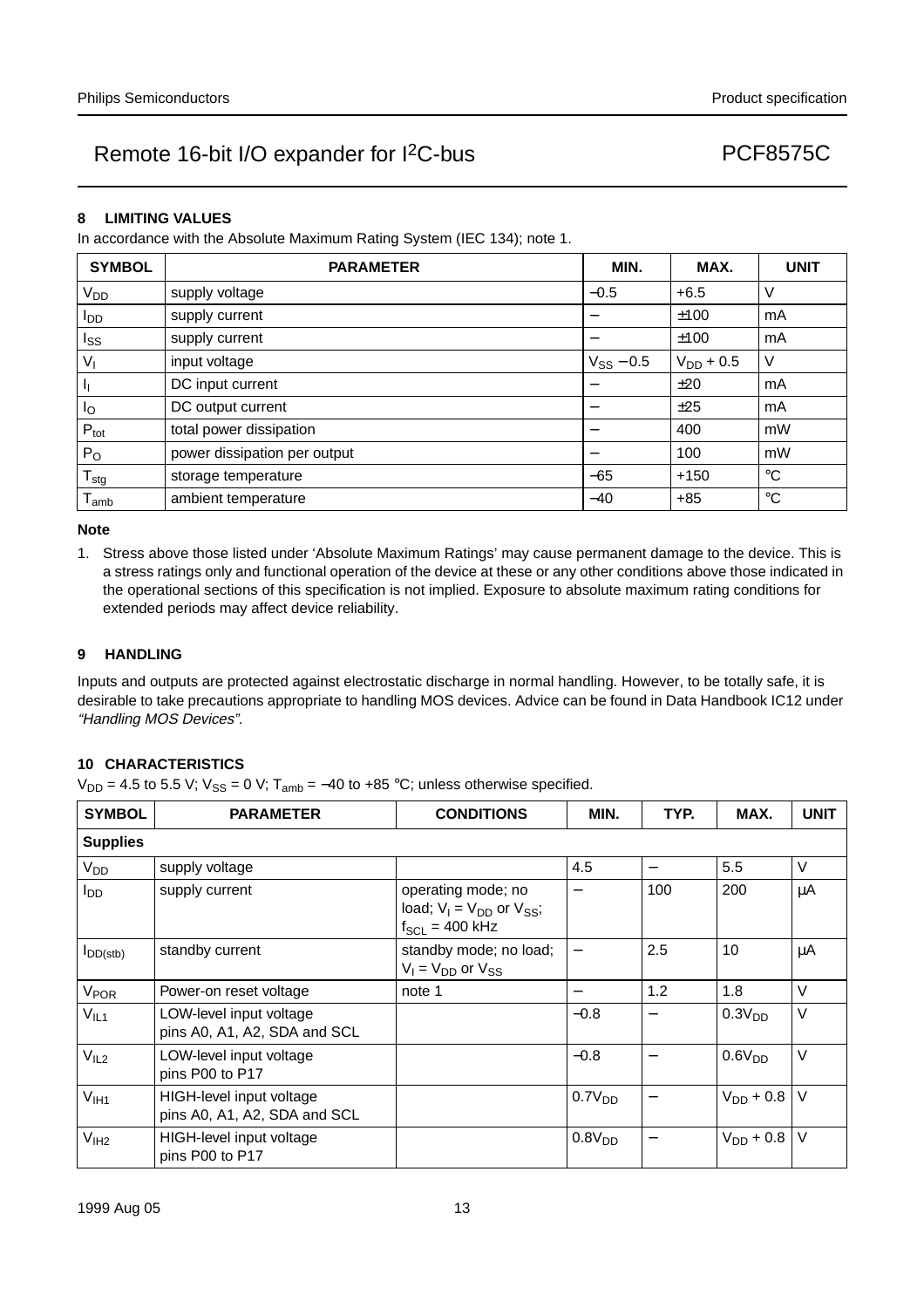## 8 LIMITING VALUES

In accordance with the Absolute Maximum Rating System (IEC 134); note 1.

| SYMBOL | PARAMETER | MIN. | MAX. | UNIT |
|---|---|---|---|---|
| $V_{DD}$ | supply voltage | −0.5 | +6.5 | V |
| $I_{DD}$ | supply current | − | ±100 | mA |
| $I_{SS}$ | supply current | − | ±100 | mA |
| $V_I$ | input voltage | $V_{SS}$ − 0.5 | $V_{DD}$ + 0.5 | V |
| $I_I$ | DC input current | − | ±20 | mA |
| $I_O$ | DC output current | − | ±25 | mA |
| $P_{tot}$ | total power dissipation | − | 400 | mW |
| $P_O$ | power dissipation per output | − | 100 | mW |
| $T_{stg}$ | storage temperature | −65 | +150 | °C |
| $T_{amb}$ | ambient temperature | −40 | +85 | °C |

**Note**

1. Stress above those listed under 'Absolute Maximum Ratings' may cause permanent damage to the device. This is a stress ratings only and functional operation of the device at these or any other conditions above those indicated in the operational sections of this specification is not implied. Exposure to absolute maximum rating conditions for extended periods may affect device reliability.

## 9 HANDLING

Inputs and outputs are protected against electrostatic discharge in normal handling. However, to be totally safe, it is desirable to take precautions appropriate to handling MOS devices. Advice can be found in Data Handbook IC12 under *"Handling MOS Devices"*.

## 10 CHARACTERISTICS

$V_{DD}$ = 4.5 to 5.5 V; $V_{SS}$ = 0 V; $T_{amb}$ = −40 to +85 °C; unless otherwise specified.

| SYMBOL | PARAMETER | CONDITIONS | MIN. | TYP. | MAX. | UNIT |
|---|---|---|---|---|---|---|
| **Supplies** | | | | | | |
| $V_{DD}$ | supply voltage | | 4.5 | − | 5.5 | V |
| $I_{DD}$ | supply current | operating mode; no load; $V_I = V_{DD}$ or $V_{SS}$; $f_{SCL}$ = 400 kHz | − | 100 | 200 | μA |
| $I_{DD(stb)}$ | standby current | standby mode; no load; $V_I = V_{DD}$ or $V_{SS}$ | − | 2.5 | 10 | μA |
| $V_{POR}$ | Power-on reset voltage | note 1 | − | 1.2 | 1.8 | V |
| $V_{IL1}$ | LOW-level input voltage pins A0, A1, A2, SDA and SCL | | −0.8 | − | $0.3V_{DD}$ | V |
| $V_{IL2}$ | LOW-level input voltage pins P00 to P17 | | −0.8 | − | $0.6V_{DD}$ | V |
| $V_{IH1}$ | HIGH-level input voltage pins A0, A1, A2, SDA and SCL | | $0.7V_{DD}$ | − | $V_{DD}$ + 0.8 | V |
| $V_{IH2}$ | HIGH-level input voltage pins P00 to P17 | | $0.8V_{DD}$ | − | $V_{DD}$ + 0.8 | V |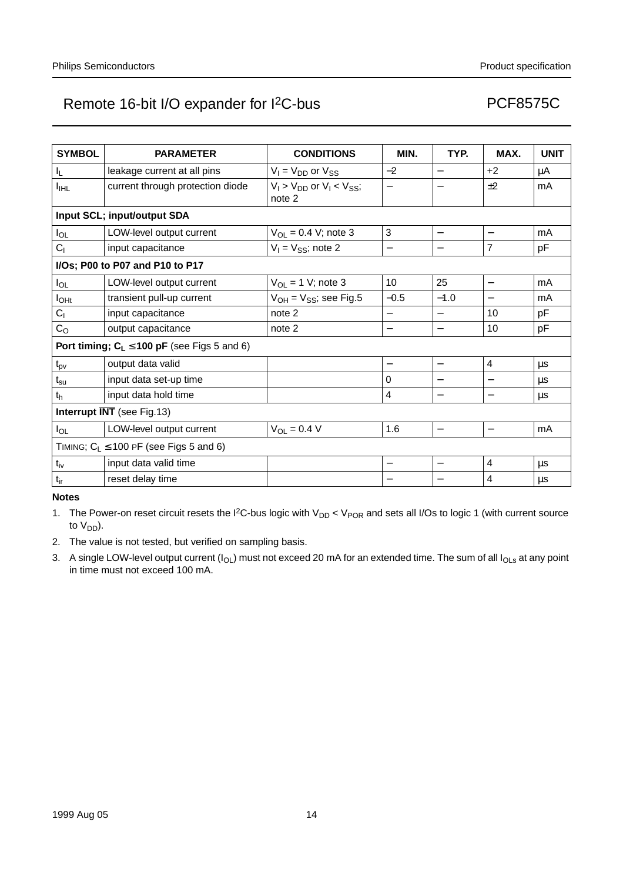| SYMBOL | PARAMETER | CONDITIONS | MIN. | TYP. | MAX. | UNIT |
|---|---|---|---|---|---|---|
| $I_L$ | leakage current at all pins | $V_I = V_{DD}$ or $V_{SS}$ | −2 | − | +2 | μA |
| $I_{IHL}$ | current through protection diode | $V_I > V_{DD}$ or $V_I < V_{SS}$; note 2 | − | − | ±2 | mA |
| **Input SCL; input/output SDA** | | | | | | |
| $I_{OL}$ | LOW-level output current | $V_{OL} = 0.4$ V; note 3 | 3 | − | − | mA |
| $C_I$ | input capacitance | $V_I = V_{SS}$; note 2 | − | − | 7 | pF |
| **I/Os; P00 to P07 and P10 to P17** | | | | | | |
| $I_{OL}$ | LOW-level output current | $V_{OL} = 1$ V; note 3 | 10 | 25 | − | mA |
| $I_{OHt}$ | transient pull-up current | $V_{OH} = V_{SS}$; see Fig.5 | −0.5 | −1.0 | − | mA |
| $C_I$ | input capacitance | note 2 | − | − | 10 | pF |
| $C_O$ | output capacitance | note 2 | − | − | 10 | pF |
| **Port timing; $C_L \leq 100$ pF** (see Figs 5 and 6) | | | | | | |
| $t_{pv}$ | output data valid | | − | − | 4 | μs |
| $t_{su}$ | input data set-up time | | 0 | − | − | μs |
| $t_h$ | input data hold time | | 4 | − | − | μs |
| **Interrupt $\overline{INT}$** (see Fig.13) | | | | | | |
| $I_{OL}$ | LOW-level output current | $V_{OL} = 0.4$ V | 1.6 | − | − | mA |
| TIMING; $C_L \leq 100$ pF (see Figs 5 and 6) | | | | | | |
| $t_{iv}$ | input data valid time | | − | − | 4 | μs |
| $t_{ir}$ | reset delay time | | − | − | 4 | μs |

**Notes**

1. The Power-on reset circuit resets the I²C-bus logic with $V_{DD} < V_{POR}$ and sets all I/Os to logic 1 (with current source to $V_{DD}$).
2. The value is not tested, but verified on sampling basis.
3. A single LOW-level output current ($I_{OL}$) must not exceed 20 mA for an extended time. The sum of all $I_{OLs}$ at any point in time must not exceed 100 mA.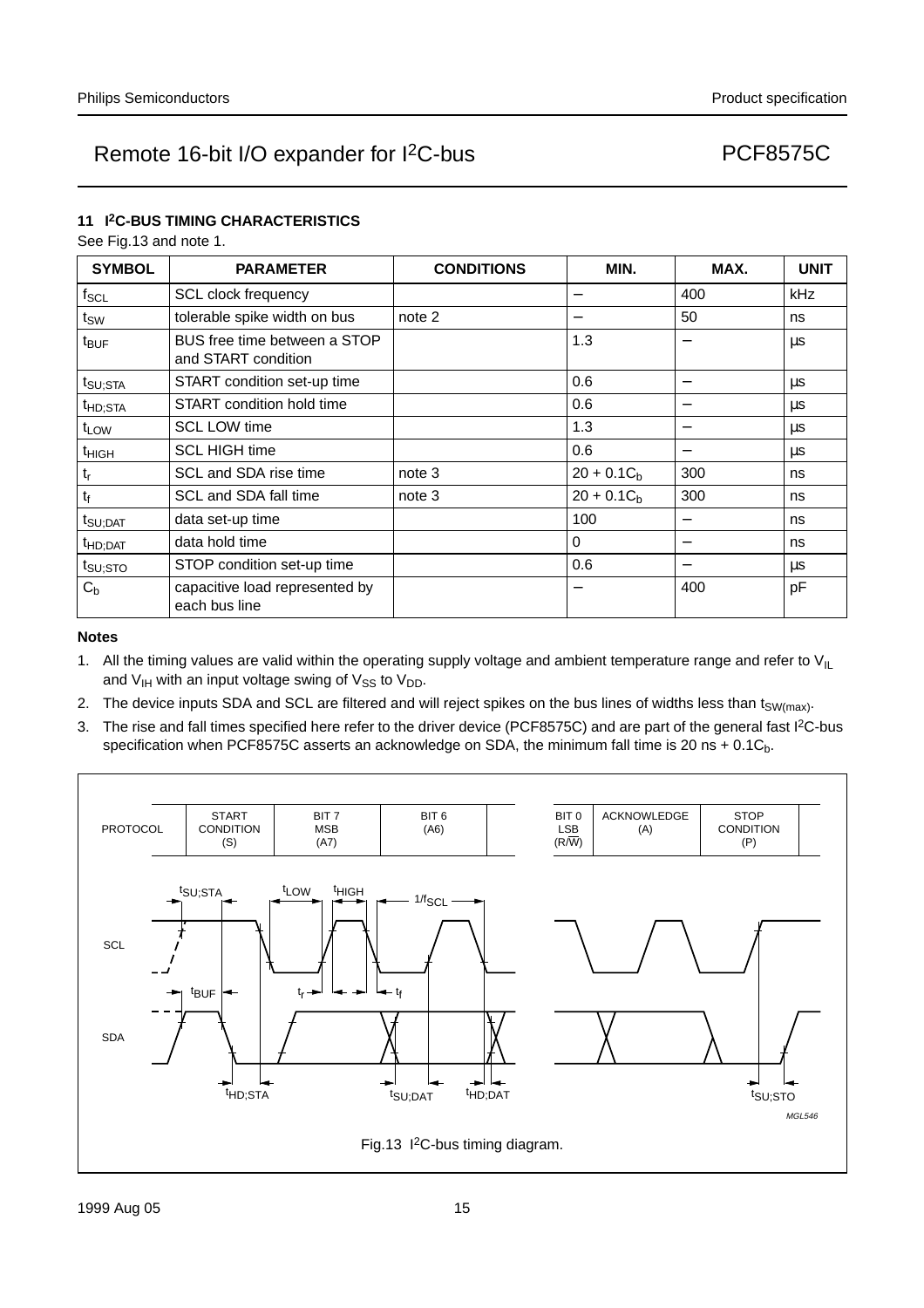## 11 I²C-BUS TIMING CHARACTERISTICS

See Fig.13 and note 1.

| SYMBOL | PARAMETER | CONDITIONS | MIN. | MAX. | UNIT |
|---|---|---|---|---|---|
| $f_{SCL}$ | SCL clock frequency | | − | 400 | kHz |
| $t_{SW}$ | tolerable spike width on bus | note 2 | − | 50 | ns |
| $t_{BUF}$ | BUS free time between a STOP and START condition | | 1.3 | − | μs |
| $t_{SU;STA}$ | START condition set-up time | | 0.6 | − | μs |
| $t_{HD;STA}$ | START condition hold time | | 0.6 | − | μs |
| $t_{LOW}$ | SCL LOW time | | 1.3 | − | μs |
| $t_{HIGH}$ | SCL HIGH time | | 0.6 | − | μs |
| $t_r$ | SCL and SDA rise time | note 3 | $20 + 0.1C_b$ | 300 | ns |
| $t_f$ | SCL and SDA fall time | note 3 | $20 + 0.1C_b$ | 300 | ns |
| $t_{SU;DAT}$ | data set-up time | | 100 | − | ns |
| $t_{HD;DAT}$ | data hold time | | 0 | − | ns |
| $t_{SU;STO}$ | STOP condition set-up time | | 0.6 | − | μs |
| $C_b$ | capacitive load represented by each bus line | | − | 400 | pF |

### Notes

1. All the timing values are valid within the operating supply voltage and ambient temperature range and refer to $V_{IL}$ and $V_{IH}$ with an input voltage swing of $V_{SS}$ to $V_{DD}$.
2. The device inputs SDA and SCL are filtered and will reject spikes on the bus lines of widths less than $t_{SW(max)}$.
3. The rise and fall times specified here refer to the driver device (PCF8575C) and are part of the general fast I²C-bus specification when PCF8575C asserts an acknowledge on SDA, the minimum fall time is 20 ns + $0.1C_b$.

Fig.13 I²C-bus timing diagram.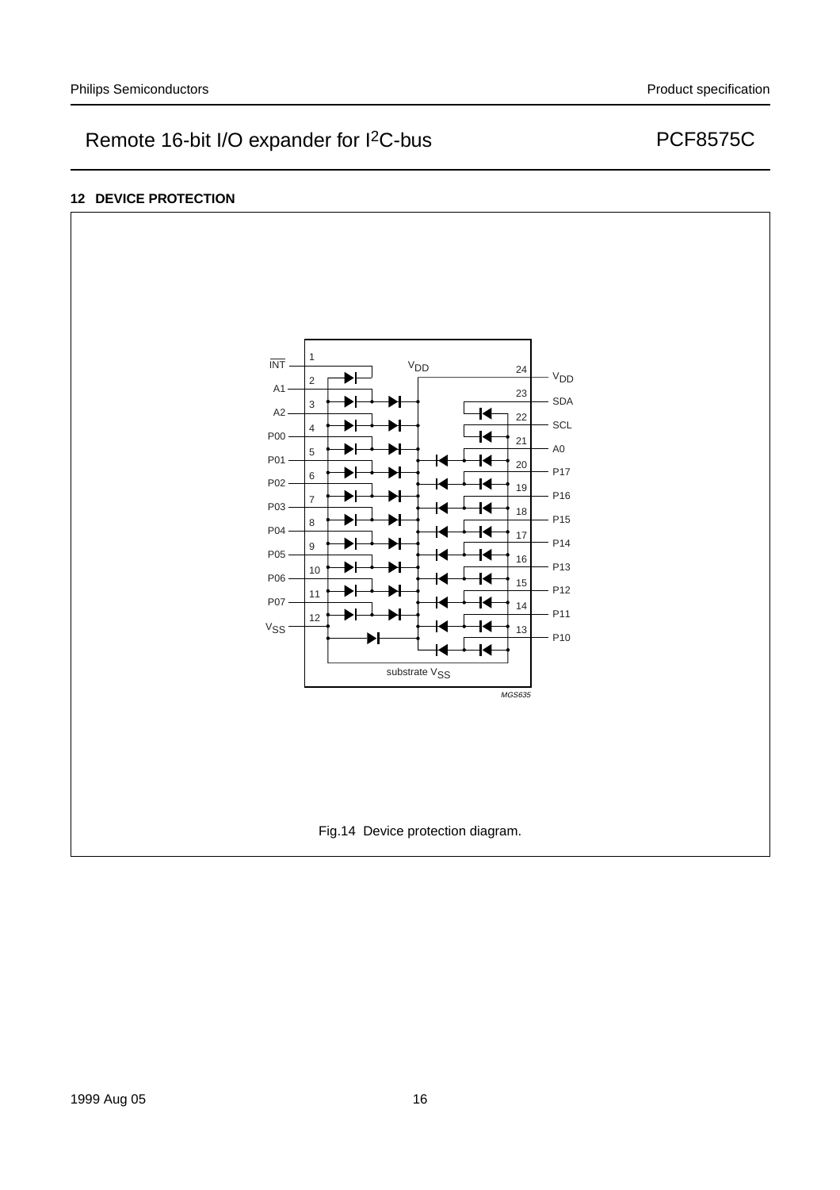## 12 DEVICE PROTECTION

Fig.14 Device protection diagram.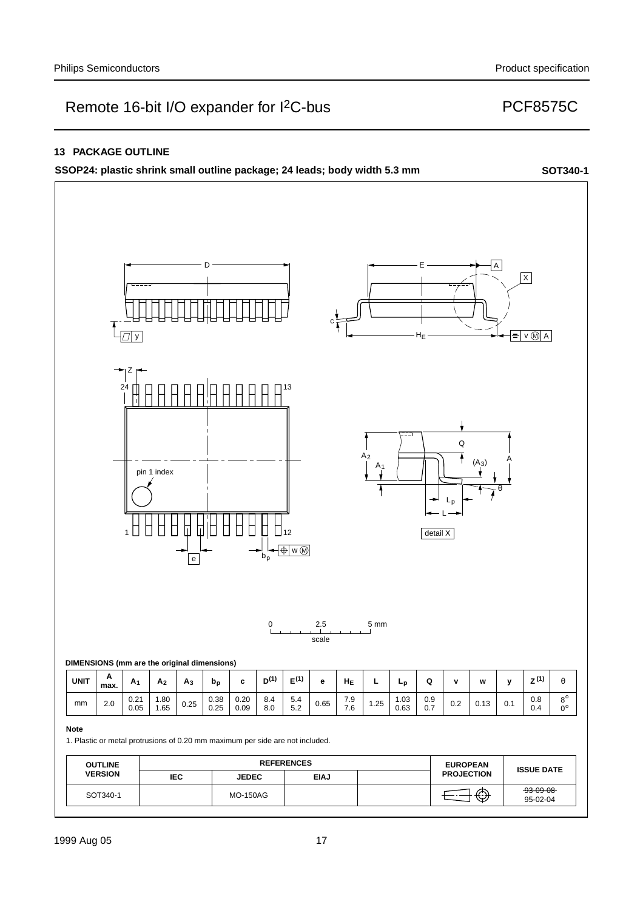## 13 PACKAGE OUTLINE

**SSOP24: plastic shrink small outline package; 24 leads; body width 5.3 mm** **SOT340-1**

**DIMENSIONS (mm are the original dimensions)**

| UNIT | A max. | $A_1$ | $A_2$ | $A_3$ | $b_p$ | c | $D^{(1)}$ | $E^{(1)}$ | e | $H_E$ | L | $L_p$ | Q | v | w | y | $Z^{(1)}$ | θ |
|---|---|---|---|---|---|---|---|---|---|---|---|---|---|---|---|---|---|---|
| mm | 2.0 | 0.21<br>0.05 | 1.80<br>1.65 | 0.25 | 0.38<br>0.25 | 0.20<br>0.09 | 8.4<br>8.0 | 5.4<br>5.2 | 0.65 | 7.9<br>7.6 | 1.25 | 1.03<br>0.63 | 0.9<br>0.7 | 0.2 | 0.13 | 0.1 | 0.8<br>0.4 | 8°<br>0° |

**Note**

1. Plastic or metal protrusions of 0.20 mm maximum per side are not included.

| OUTLINE VERSION | REFERENCES | | | | EUROPEAN PROJECTION | ISSUE DATE |
|---|---|---|---|---|---|---|
| | IEC | JEDEC | EIAJ | | | |
| SOT340-1 | | MO-150AG | | | | ~~93-09-08~~<br>95-02-04 |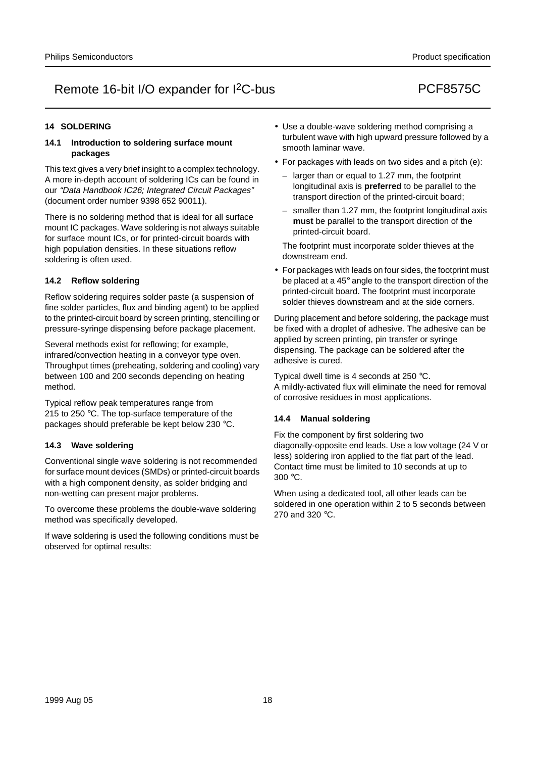## 14 SOLDERING

### 14.1 Introduction to soldering surface mount packages

This text gives a very brief insight to a complex technology. A more in-depth account of soldering ICs can be found in our *"Data Handbook IC26; Integrated Circuit Packages"* (document order number 9398 652 90011).

There is no soldering method that is ideal for all surface mount IC packages. Wave soldering is not always suitable for surface mount ICs, or for printed-circuit boards with high population densities. In these situations reflow soldering is often used.

### 14.2 Reflow soldering

Reflow soldering requires solder paste (a suspension of fine solder particles, flux and binding agent) to be applied to the printed-circuit board by screen printing, stencilling or pressure-syringe dispensing before package placement.

Several methods exist for reflowing; for example, infrared/convection heating in a conveyor type oven. Throughput times (preheating, soldering and cooling) vary between 100 and 200 seconds depending on heating method.

Typical reflow peak temperatures range from 215 to 250 °C. The top-surface temperature of the packages should preferable be kept below 230 °C.

### 14.3 Wave soldering

Conventional single wave soldering is not recommended for surface mount devices (SMDs) or printed-circuit boards with a high component density, as solder bridging and non-wetting can present major problems.

To overcome these problems the double-wave soldering method was specifically developed.

If wave soldering is used the following conditions must be observed for optimal results:

- Use a double-wave soldering method comprising a turbulent wave with high upward pressure followed by a smooth laminar wave.
- For packages with leads on two sides and a pitch (e):
  - larger than or equal to 1.27 mm, the footprint longitudinal axis is **preferred** to be parallel to the transport direction of the printed-circuit board;
  - smaller than 1.27 mm, the footprint longitudinal axis **must** be parallel to the transport direction of the printed-circuit board.

  The footprint must incorporate solder thieves at the downstream end.
- For packages with leads on four sides, the footprint must be placed at a 45° angle to the transport direction of the printed-circuit board. The footprint must incorporate solder thieves downstream and at the side corners.

During placement and before soldering, the package must be fixed with a droplet of adhesive. The adhesive can be applied by screen printing, pin transfer or syringe dispensing. The package can be soldered after the adhesive is cured.

Typical dwell time is 4 seconds at 250 °C.
A mildly-activated flux will eliminate the need for removal of corrosive residues in most applications.

### 14.4 Manual soldering

Fix the component by first soldering two diagonally-opposite end leads. Use a low voltage (24 V or less) soldering iron applied to the flat part of the lead. Contact time must be limited to 10 seconds at up to 300 °C.

When using a dedicated tool, all other leads can be soldered in one operation within 2 to 5 seconds between 270 and 320 °C.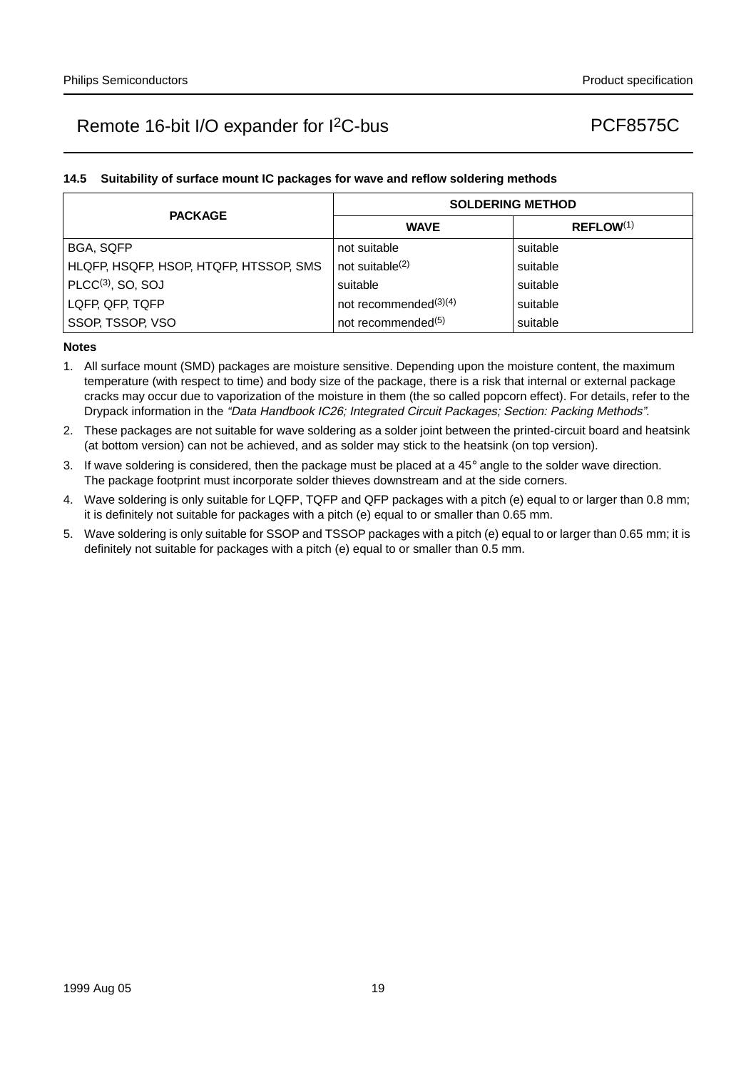### 14.5 Suitability of surface mount IC packages for wave and reflow soldering methods

| PACKAGE | SOLDERING METHOD | |
|---|---|---|
| | WAVE | REFLOW(1) |
| BGA, SQFP | not suitable | suitable |
| HLQFP, HSQFP, HSOP, HTQFP, HTSSOP, SMS | not suitable(2) | suitable |
| PLCC(3), SO, SOJ | suitable | suitable |
| LQFP, QFP, TQFP | not recommended(3)(4) | suitable |
| SSOP, TSSOP, VSO | not recommended(5) | suitable |

**Notes**

1. All surface mount (SMD) packages are moisture sensitive. Depending upon the moisture content, the maximum temperature (with respect to time) and body size of the package, there is a risk that internal or external package cracks may occur due to vaporization of the moisture in them (the so called popcorn effect). For details, refer to the Drypack information in the *"Data Handbook IC26; Integrated Circuit Packages; Section: Packing Methods"*.
2. These packages are not suitable for wave soldering as a solder joint between the printed-circuit board and heatsink (at bottom version) can not be achieved, and as solder may stick to the heatsink (on top version).
3. If wave soldering is considered, then the package must be placed at a 45° angle to the solder wave direction. The package footprint must incorporate solder thieves downstream and at the side corners.
4. Wave soldering is only suitable for LQFP, TQFP and QFP packages with a pitch (e) equal to or larger than 0.8 mm; it is definitely not suitable for packages with a pitch (e) equal to or smaller than 0.65 mm.
5. Wave soldering is only suitable for SSOP and TSSOP packages with a pitch (e) equal to or larger than 0.65 mm; it is definitely not suitable for packages with a pitch (e) equal to or smaller than 0.5 mm.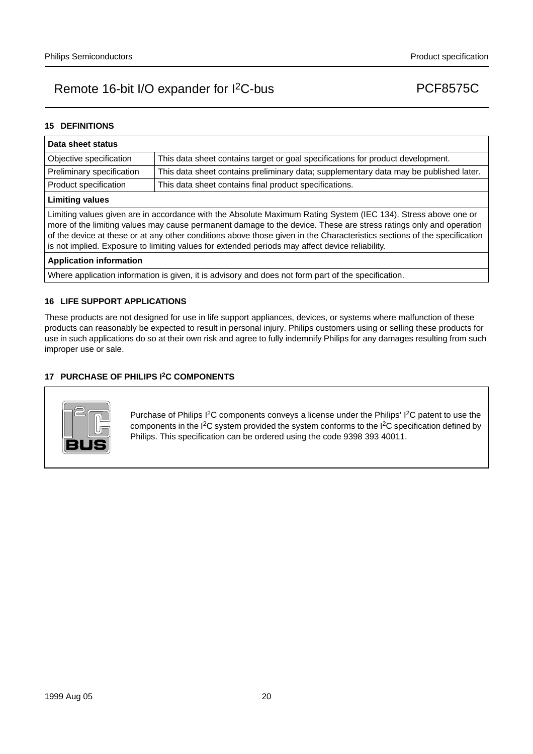## 15 DEFINITIONS

| Data sheet status | |
|---|---|
| Objective specification | This data sheet contains target or goal specifications for product development. |
| Preliminary specification | This data sheet contains preliminary data; supplementary data may be published later. |
| Product specification | This data sheet contains final product specifications. |
| **Limiting values** | |
| Limiting values given are in accordance with the Absolute Maximum Rating System (IEC 134). Stress above one or more of the limiting values may cause permanent damage to the device. These are stress ratings only and operation of the device at these or at any other conditions above those given in the Characteristics sections of the specification is not implied. Exposure to limiting values for extended periods may affect device reliability. | |
| **Application information** | |
| Where application information is given, it is advisory and does not form part of the specification. | |

## 16 LIFE SUPPORT APPLICATIONS

These products are not designed for use in life support appliances, devices, or systems where malfunction of these products can reasonably be expected to result in personal injury. Philips customers using or selling these products for use in such applications do so at their own risk and agree to fully indemnify Philips for any damages resulting from such improper use or sale.

## 17 PURCHASE OF PHILIPS $I^2C$ COMPONENTS

Purchase of Philips $I^2C$ components conveys a license under the Philips' $I^2C$ patent to use the components in the $I^2C$ system provided the system conforms to the $I^2C$ specification defined by Philips. This specification can be ordered using the code 9398 393 40011.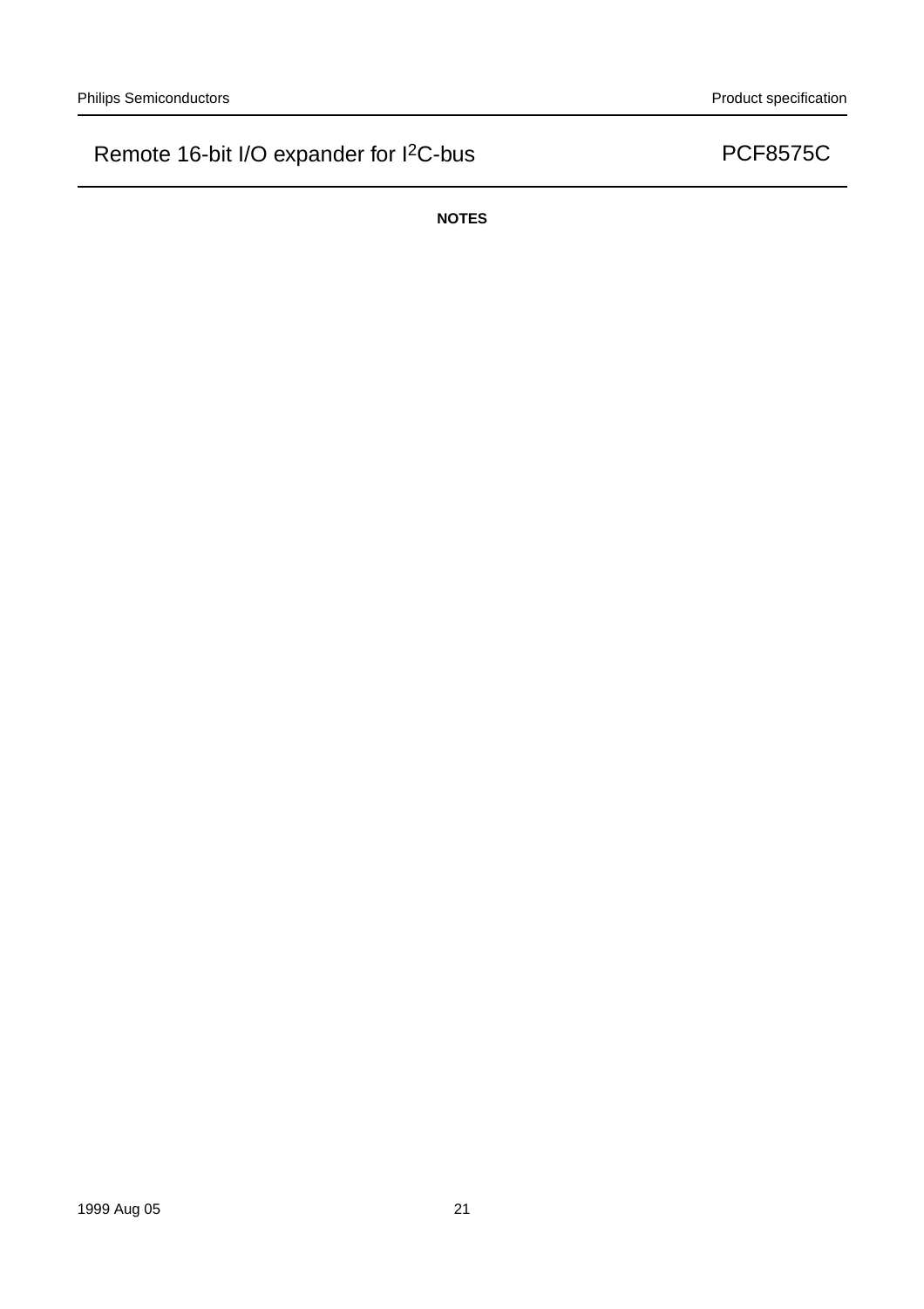**NOTES**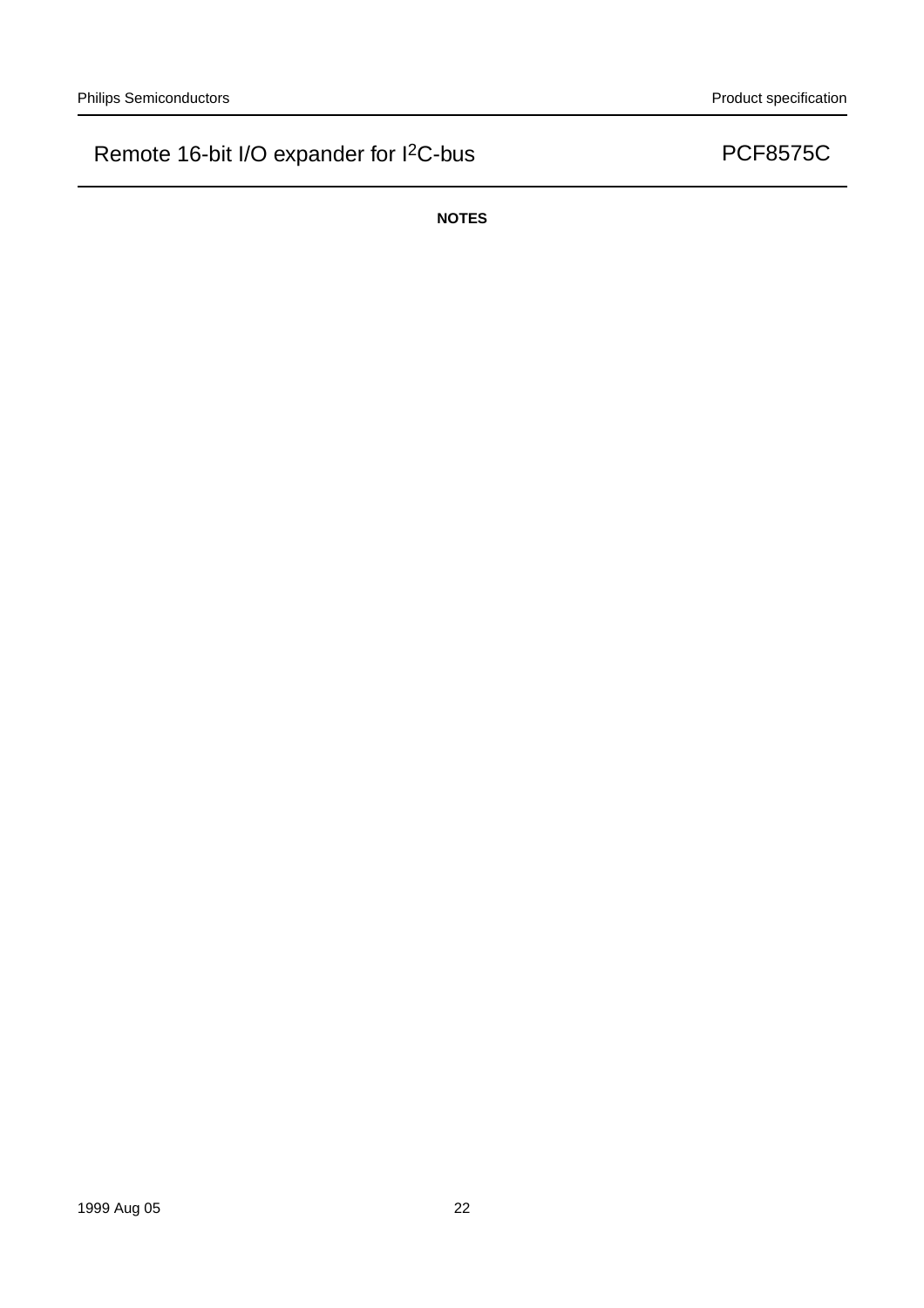## NOTES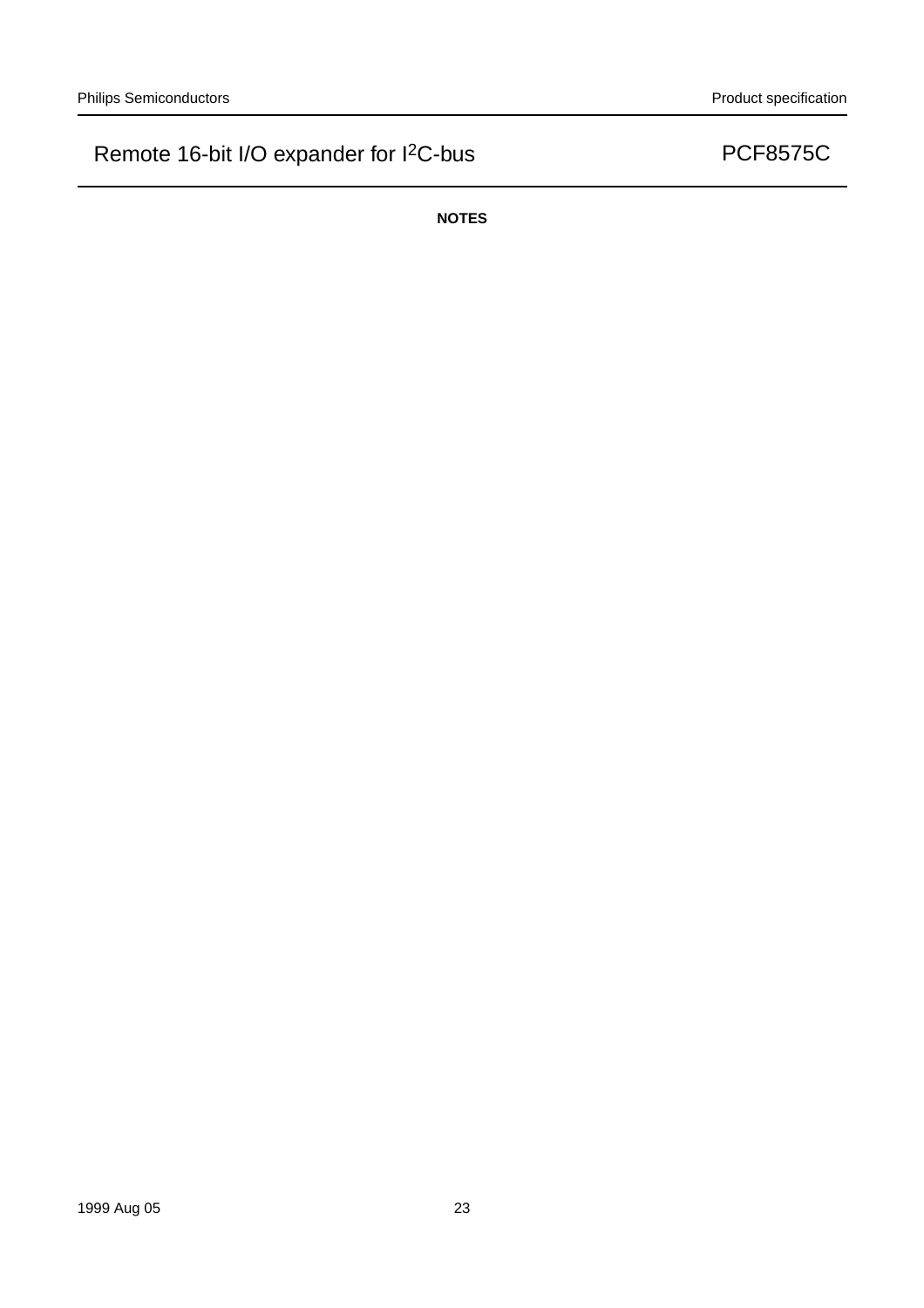**NOTES**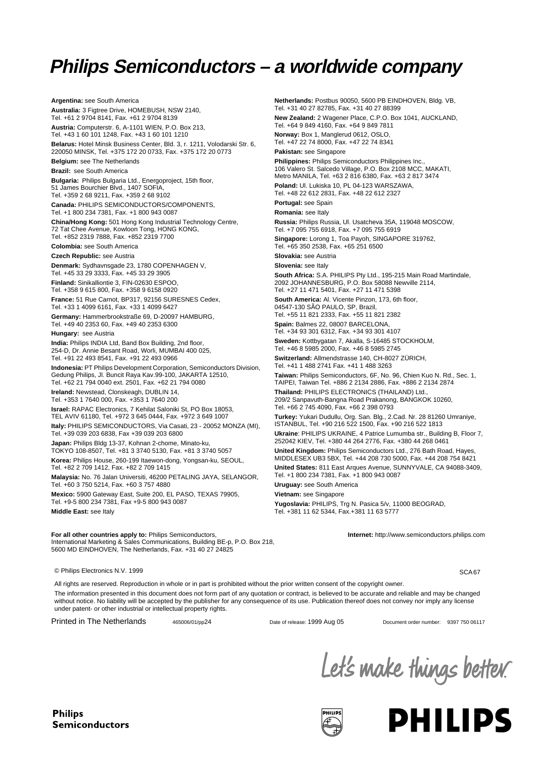# Philips Semiconductors – a worldwide company

**Argentina:** see South America

**Australia:** 3 Figtree Drive, HOMEBUSH, NSW 2140, Tel. +61 2 9704 8141, Fax. +61 2 9704 8139

**Austria:** Computerstr. 6, A-1101 WIEN, P.O. Box 213, Tel. +43 1 60 101 1248, Fax. +43 1 60 101 1210

**Belarus:** Hotel Minsk Business Center, Bld. 3, r. 1211, Volodarski Str. 6, 220050 MINSK, Tel. +375 172 20 0733, Fax. +375 172 20 0773

**Belgium:** see The Netherlands

**Brazil:** see South America

**Bulgaria:** Philips Bulgaria Ltd., Energoproject, 15th floor, 51 James Bourchier Blvd., 1407 SOFIA, Tel. +359 2 68 9211, Fax. +359 2 68 9102

**Canada:** PHILIPS SEMICONDUCTORS/COMPONENTS, Tel. +1 800 234 7381, Fax. +1 800 943 0087

**China/Hong Kong:** 501 Hong Kong Industrial Technology Centre, 72 Tat Chee Avenue, Kowloon Tong, HONG KONG, Tel. +852 2319 7888, Fax. +852 2319 7700

**Colombia:** see South America

**Czech Republic:** see Austria

**Denmark:** Sydhavnsgade 23, 1780 COPENHAGEN V, Tel. +45 33 29 3333, Fax. +45 33 29 3905

**Finland:** Sinikalliontie 3, FIN-02630 ESPOO, Tel. +358 9 615 800, Fax. +358 9 6158 0920

**France:** 51 Rue Carnot, BP317, 92156 SURESNES Cedex, Tel. +33 1 4099 6161, Fax. +33 1 4099 6427

**Germany:** Hammerbrookstraße 69, D-20097 HAMBURG, Tel. +49 40 2353 60, Fax. +49 40 2353 6300

**Hungary:** see Austria

**India:** Philips INDIA Ltd, Band Box Building, 2nd floor, 254-D, Dr. Annie Besant Road, Worli, MUMBAI 400 025, Tel. +91 22 493 8541, Fax. +91 22 493 0966

**Indonesia:** PT Philips Development Corporation, Semiconductors Division, Gedung Philips, Jl. Buncit Raya Kav.99-100, JAKARTA 12510, Tel. +62 21 794 0040 ext. 2501, Fax. +62 21 794 0080

**Ireland:** Newstead, Clonskeagh, DUBLIN 14, Tel. +353 1 7640 000, Fax. +353 1 7640 200

**Israel:** RAPAC Electronics, 7 Kehilat Saloniki St, PO Box 18053, TEL AVIV 61180, Tel. +972 3 645 0444, Fax. +972 3 649 1007

**Italy:** PHILIPS SEMICONDUCTORS, Via Casati, 23 - 20052 MONZA (MI), Tel. +39 039 203 6838, Fax +39 039 203 6800

**Japan:** Philips Bldg 13-37, Kohnan 2-chome, Minato-ku, TOKYO 108-8507, Tel. +81 3 3740 5130, Fax. +81 3 3740 5057

**Korea:** Philips House, 260-199 Itaewon-dong, Yongsan-ku, SEOUL, Tel. +82 2 709 1412, Fax. +82 2 709 1415

**Malaysia:** No. 76 Jalan Universiti, 46200 PETALING JAYA, SELANGOR, Tel. +60 3 750 5214, Fax. +60 3 757 4880

**Mexico:** 5900 Gateway East, Suite 200, EL PASO, TEXAS 79905, Tel. +9-5 800 234 7381, Fax +9-5 800 943 0087

**Middle East:** see Italy

**Netherlands:** Postbus 90050, 5600 PB EINDHOVEN, Bldg. VB, Tel. +31 40 27 82785, Fax. +31 40 27 88399

**New Zealand:** 2 Wagener Place, C.P.O. Box 1041, AUCKLAND, Tel. +64 9 849 4160, Fax. +64 9 849 7811

**Norway:** Box 1, Manglerud 0612, OSLO, Tel. +47 22 74 8000, Fax. +47 22 74 8341

**Pakistan:** see Singapore

**Philippines:** Philips Semiconductors Philippines Inc., 106 Valero St. Salcedo Village, P.O. Box 2108 MCC, MAKATI, Metro MANILA, Tel. +63 2 816 6380, Fax. +63 2 817 3474

**Poland:** Ul. Lukiska 10, PL 04-123 WARSZAWA, Tel. +48 22 612 2831, Fax. +48 22 612 2327

**Portugal:** see Spain

**Romania:** see Italy

**Russia:** Philips Russia, Ul. Usatcheva 35A, 119048 MOSCOW, Tel. +7 095 755 6918, Fax. +7 095 755 6919

**Singapore:** Lorong 1, Toa Payoh, SINGAPORE 319762, Tel. +65 350 2538, Fax. +65 251 6500

**Slovakia:** see Austria

**Slovenia:** see Italy

**South Africa:** S.A. PHILIPS Pty Ltd., 195-215 Main Road Martindale, 2092 JOHANNESBURG, P.O. Box 58088 Newville 2114, Tel. +27 11 471 5401, Fax. +27 11 471 5398

**South America:** Al. Vicente Pinzon, 173, 6th floor, 04547-130 SÃO PAULO, SP, Brazil, Tel. +55 11 821 2333, Fax. +55 11 821 2382

**Spain:** Balmes 22, 08007 BARCELONA, Tel. +34 93 301 6312, Fax. +34 93 301 4107

**Sweden:** Kottbygatan 7, Akalla, S-16485 STOCKHOLM, Tel. +46 8 5985 2000, Fax. +46 8 5985 2745

**Switzerland:** Allmendstrasse 140, CH-8027 ZÜRICH, Tel. +41 1 488 2741 Fax. +41 1 488 3263

**Taiwan:** Philips Semiconductors, 6F, No. 96, Chien Kuo N. Rd., Sec. 1, TAIPEI, Taiwan Tel. +886 2 2134 2886, Fax. +886 2 2134 2874

**Thailand:** PHILIPS ELECTRONICS (THAILAND) Ltd., 209/2 Sanpavuth-Bangna Road Prakanong, BANGKOK 10260, Tel. +66 2 745 4090, Fax. +66 2 398 0793

**Turkey:** Yukari Dudullu, Org. San. Blg., 2.Cad. Nr. 28 81260 Umraniye, ISTANBUL, Tel. +90 216 522 1500, Fax. +90 216 522 1813

**Ukraine**: PHILIPS UKRAINE, 4 Patrice Lumumba str., Building B, Floor 7, 252042 KIEV, Tel. +380 44 264 2776, Fax. +380 44 268 0461

**United Kingdom:** Philips Semiconductors Ltd., 276 Bath Road, Hayes, MIDDLESEX UB3 5BX, Tel. +44 208 730 5000, Fax. +44 208 754 8421

**United States:** 811 East Arques Avenue, SUNNYVALE, CA 94088-3409, Tel. +1 800 234 7381, Fax. +1 800 943 0087

**Uruguay:** see South America

**Vietnam:** see Singapore

**Yugoslavia:** PHILIPS, Trg N. Pasica 5/v, 11000 BEOGRAD, Tel. +381 11 62 5344, Fax.+381 11 63 5777

**For all other countries apply to:** Philips Semiconductors, International Marketing & Sales Communications, Building BE-p, P.O. Box 218, 5600 MD EINDHOVEN, The Netherlands, Fax. +31 40 27 24825

**Internet:** http://www.semiconductors.philips.com

© Philips Electronics N.V. 1999

SCA67

All rights are reserved. Reproduction in whole or in part is prohibited without the prior written consent of the copyright owner.

The information presented in this document does not form part of any quotation or contract, is believed to be accurate and reliable and may be changed without notice. No liability will be accepted by the publisher for any consequence of its use. Publication thereof does not convey nor imply any license under patent- or other industrial or intellectual property rights.

Printed in The Netherlands 465006/01/pp24 Date of release: 1999 Aug 05 Document order number: 9397 750 06117

Let's make things better.

Philips Semiconductors

PHILIPS